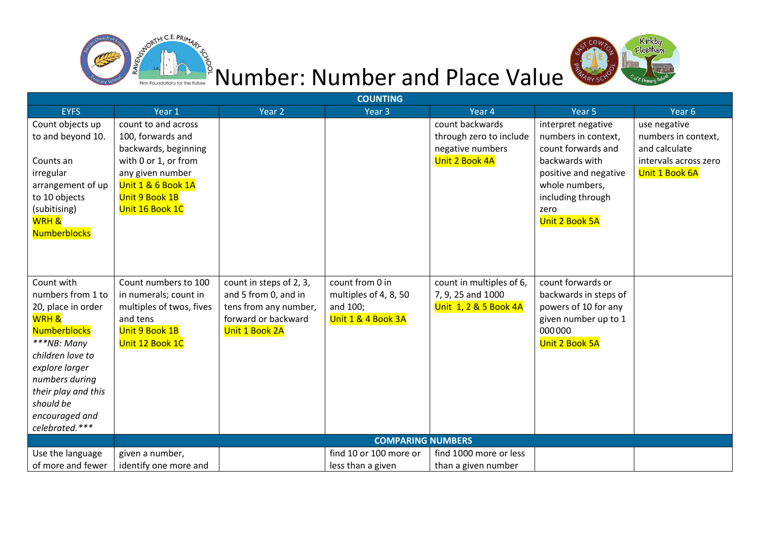# Number: Number and Place Value

| COUNTING | | | | | | |
|---|---|---|---|---|---|---|
| EYFS | Year 1 | Year 2 | Year 3 | Year 4 | Year 5 | Year 6 |
| Count objects up to and beyond 10.<br><br>Counts an irregular arrangement of up to 10 objects (subitising)<br>WRH & Numberblocks | count to and across 100, forwards and backwards, beginning with 0 or 1, or from any given number<br>Unit 1 & 6 Book 1A<br>Unit 9 Book 1B<br>Unit 16 Book 1C | | | count backwards through zero to include negative numbers<br>Unit 2 Book 4A | interpret negative numbers in context, count forwards and backwards with positive and negative whole numbers, including through zero<br>Unit 2 Book 5A | use negative numbers in context, and calculate intervals across zero<br>Unit 1 Book 6A |
| Count with numbers from 1 to 20, place in order<br>WRH & Numberblocks<br>*\*\*\*NB: Many children love to explore larger numbers during their play and this should be encouraged and celebrated.\*\*\** | Count numbers to 100 in numerals; count in multiples of twos, fives and tens<br>Unit 9 Book 1B<br>Unit 12 Book 1C | count in steps of 2, 3, and 5 from 0, and in tens from any number, forward or backward<br>Unit 1 Book 2A | count from 0 in multiples of 4, 8, 50 and 100;<br>Unit 1 & 4 Book 3A | count in multiples of 6, 7, 9, 25 and 1000<br>Unit 1, 2 & 5 Book 4A | count forwards or backwards in steps of powers of 10 for any given number up to 1 000000<br>Unit 2 Book 5A | |
| | COMPARING NUMBERS | | | | | |
| Use the language of more and fewer | given a number, identify one more and | | find 10 or 100 more or less than a given | find 1000 more or less than a given number | | |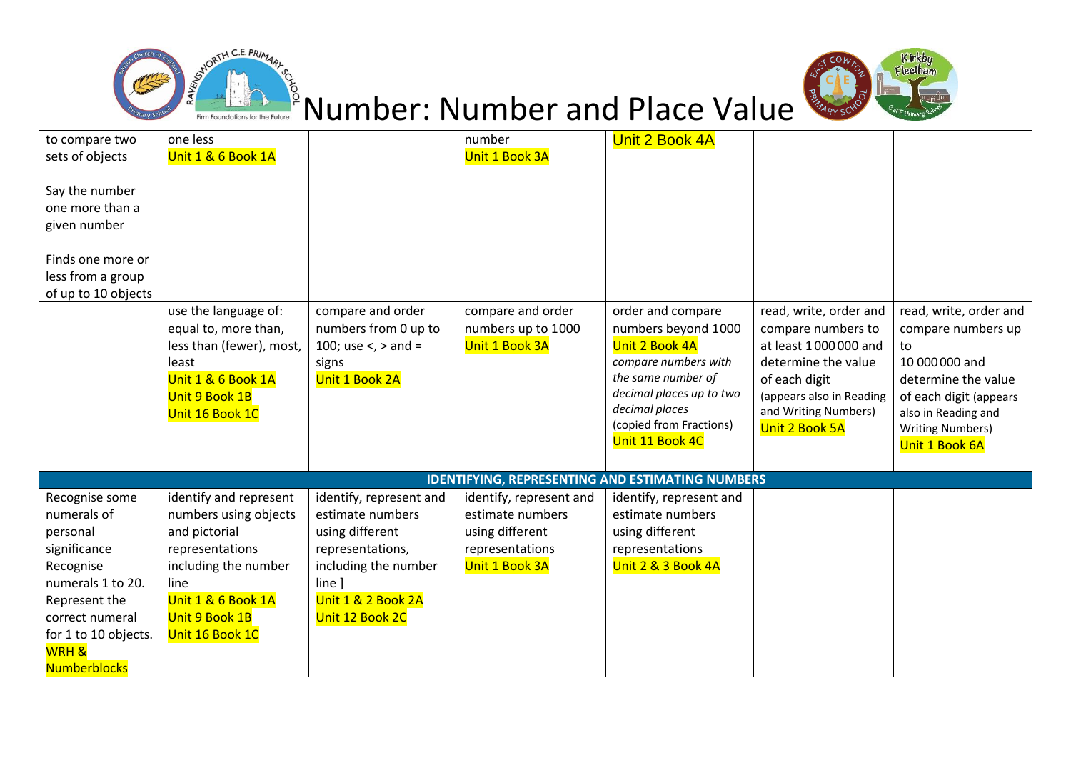# Number: Number and Place Value

| | | | | | | |
|---|---|---|---|---|---|---|
| to compare two sets of objects<br><br>Say the number one more than a given number<br><br>Finds one more or less from a group of up to 10 objects | one less<br>Unit 1 & 6 Book 1A | | number<br>Unit 1 Book 3A | Unit 2 Book 4A | | |
| | use the language of: equal to, more than, less than (fewer), most, least<br>Unit 1 & 6 Book 1A<br>Unit 9 Book 1B<br>Unit 16 Book 1C | compare and order numbers from 0 up to 100; use <, > and = signs<br>Unit 1 Book 2A | compare and order numbers up to 1000<br>Unit 1 Book 3A | order and compare numbers beyond 1000<br>Unit 2 Book 4A<br>*compare numbers with the same number of decimal places up to two decimal places*<br>(copied from Fractions)<br>Unit 11 Book 4C | read, write, order and compare numbers to at least 1 000 000 and determine the value of each digit (appears also in Reading and Writing Numbers)<br>Unit 2 Book 5A | read, write, order and compare numbers up to 10 000 000 and determine the value of each digit (appears also in Reading and Writing Numbers)<br>Unit 1 Book 6A |
| | **IDENTIFYING, REPRESENTING AND ESTIMATING NUMBERS** | | | | | |
| Recognise some numerals of personal significance<br>Recognise numerals 1 to 20.<br>Represent the correct numeral for 1 to 10 objects.<br>WRH & Numberblocks | identify and represent numbers using objects and pictorial representations including the number line<br>Unit 1 & 6 Book 1A<br>Unit 9 Book 1B<br>Unit 16 Book 1C | identify, represent and estimate numbers using different representations, including the number line ]<br>Unit 1 & 2 Book 2A<br>Unit 12 Book 2C | identify, represent and estimate numbers using different representations<br>Unit 1 Book 3A | identify, represent and estimate numbers using different representations<br>Unit 2 & 3 Book 4A | | |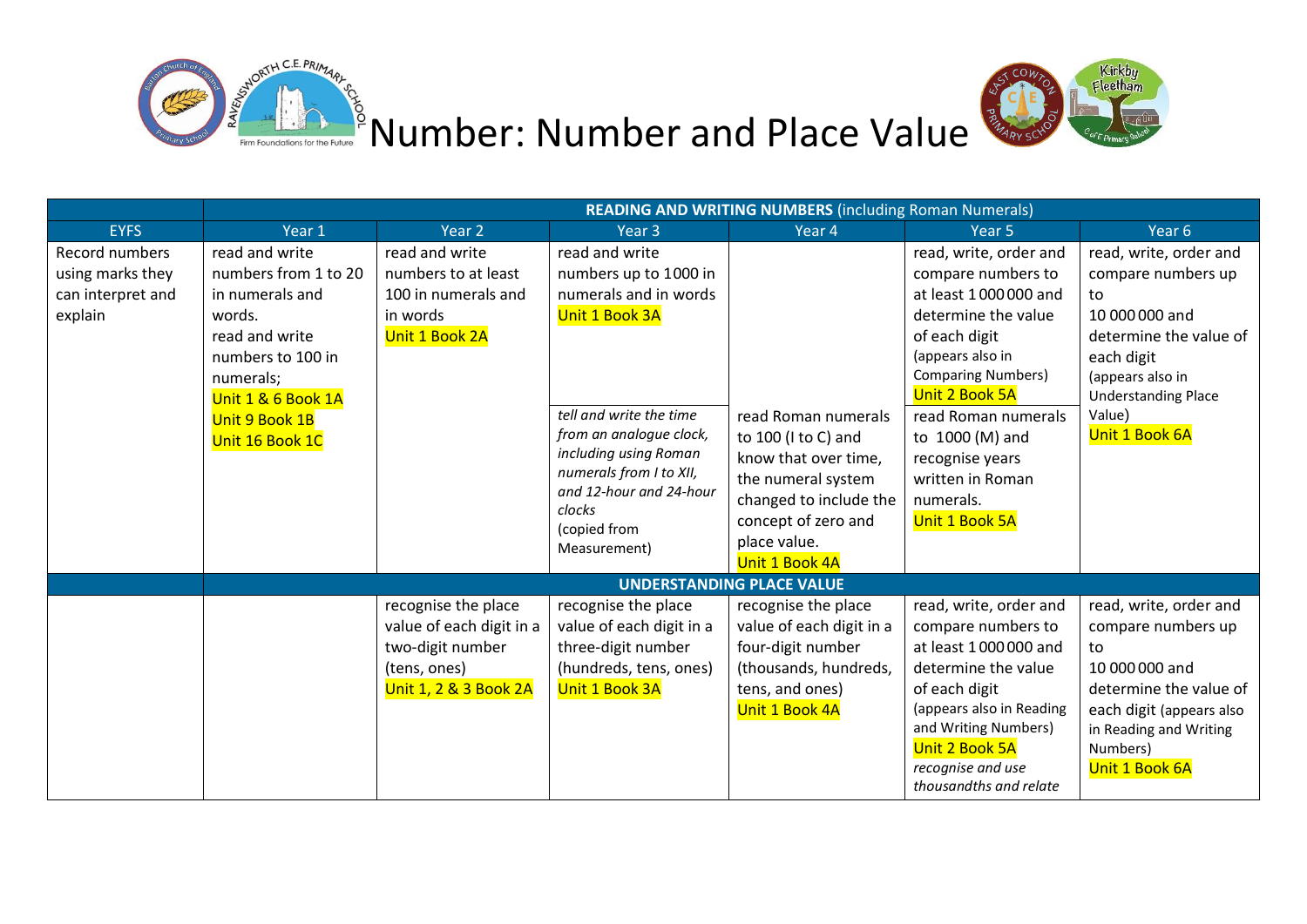# Number: Number and Place Value

| | READING AND WRITING NUMBERS (including Roman Numerals) | | | | | |
|---|---|---|---|---|---|---|
| EYFS | Year 1 | Year 2 | Year 3 | Year 4 | Year 5 | Year 6 |
| Record numbers using marks they can interpret and explain | read and write numbers from 1 to 20 in numerals and words.<br>read and write numbers to 100 in numerals;<br>Unit 1 & 6 Book 1A<br>Unit 9 Book 1B<br>Unit 16 Book 1C | read and write numbers to at least 100 in numerals and in words<br>Unit 1 Book 2A | read and write numbers up to 1000 in numerals and in words<br>Unit 1 Book 3A<br><br>*tell and write the time from an analogue clock, including using Roman numerals from I to XII, and 12-hour and 24-hour clocks*<br>(copied from Measurement) | read Roman numerals to 100 (I to C) and know that over time, the numeral system changed to include the concept of zero and place value.<br>Unit 1 Book 4A | read, write, order and compare numbers to at least 1 000 000 and determine the value of each digit<br>(appears also in Comparing Numbers)<br>Unit 2 Book 5A<br><br>read Roman numerals to 1000 (M) and recognise years written in Roman numerals.<br>Unit 1 Book 5A | read, write, order and compare numbers up to 10 000 000 and determine the value of each digit<br>(appears also in Understanding Place Value)<br>Unit 1 Book 6A |
| | UNDERSTANDING PLACE VALUE | | | | | |
| | | recognise the place value of each digit in a two-digit number (tens, ones)<br>Unit 1, 2 & 3 Book 2A | recognise the place value of each digit in a three-digit number (hundreds, tens, ones)<br>Unit 1 Book 3A | recognise the place value of each digit in a four-digit number (thousands, hundreds, tens, and ones)<br>Unit 1 Book 4A | read, write, order and compare numbers to at least 1 000 000 and determine the value of each digit<br>(appears also in Reading and Writing Numbers)<br>Unit 2 Book 5A<br>*recognise and use thousandths and relate* | read, write, order and compare numbers up to 10 000 000 and determine the value of each digit (appears also in Reading and Writing Numbers)<br>Unit 1 Book 6A |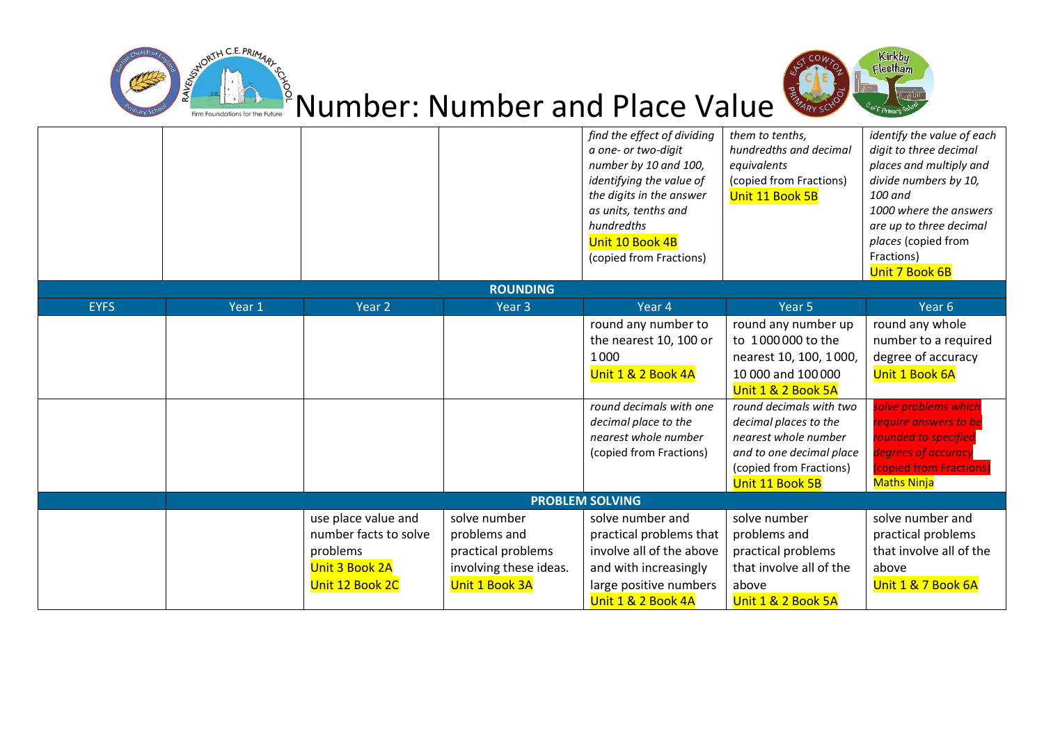# Number: Number and Place Value

| EYFS | Year 1 | Year 2 | Year 3 | Year 4 | Year 5 | Year 6 |
|---|---|---|---|---|---|---|
| | | | | *find the effect of dividing a one- or two-digit number by 10 and 100, identifying the value of the digits in the answer as units, tenths and hundredths* Unit 10 Book 4B (copied from Fractions) | *them to tenths, hundredths and decimal equivalents* (copied from Fractions) Unit 11 Book 5B | *identify the value of each digit to three decimal places and multiply and divide numbers by 10, 100 and 1000 where the answers are up to three decimal places* (copied from Fractions) Unit 7 Book 6B |
| **ROUNDING** | | | | | | |
| EYFS | Year 1 | Year 2 | Year 3 | Year 4 | Year 5 | Year 6 |
| | | | | round any number to the nearest 10, 100 or 1000 Unit 1 & 2 Book 4A | round any number up to 1000000 to the nearest 10, 100, 1000, 10 000 and 100000 Unit 1 & 2 Book 5A | round any whole number to a required degree of accuracy Unit 1 Book 6A |
| | | | | *round decimals with one decimal place to the nearest whole number* (copied from Fractions) | *round decimals with two decimal places to the nearest whole number and to one decimal place* (copied from Fractions) Unit 11 Book 5B | *solve problems which require answers to be rounded to specified degrees of accuracy* (copied from Fractions) Maths Ninja |
| **PROBLEM SOLVING** | | | | | | |
| | | use place value and number facts to solve problems Unit 3 Book 2A Unit 12 Book 2C | solve number problems and practical problems involving these ideas. Unit 1 Book 3A | solve number and practical problems that involve all of the above and with increasingly large positive numbers Unit 1 & 2 Book 4A | solve number problems and practical problems that involve all of the above Unit 1 & 2 Book 5A | solve number and practical problems that involve all of the above Unit 1 & 7 Book 6A |